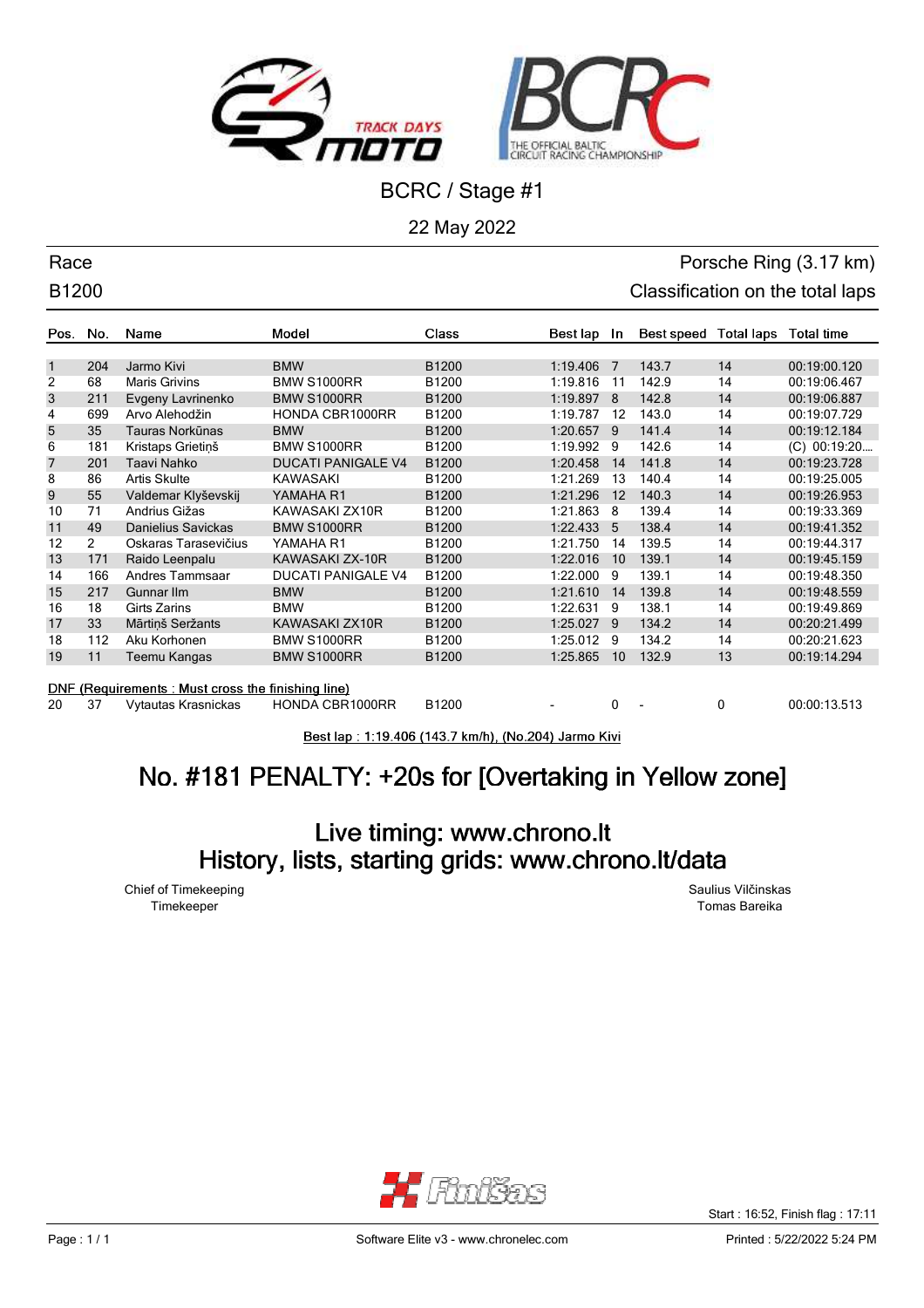# BCRC / Stage #1

22 May 2022

Race | Porsche Ring (3.17 km)

B1200 | Classification on the total laps

| Pos. | No. | Name | Model | Class | Best lap | In | Best speed | Total laps | Total time |
|---|---|---|---|---|---|---|---|---|---|
| 1 | 204 | Jarmo Kivi | BMW | B1200 | 1:19.406 | 7 | 143.7 | 14 | 00:19:00.120 |
| 2 | 68 | Maris Grivins | BMW S1000RR | B1200 | 1:19.816 | 11 | 142.9 | 14 | 00:19:06.467 |
| 3 | 211 | Evgeny Lavrinenko | BMW S1000RR | B1200 | 1:19.897 | 8 | 142.8 | 14 | 00:19:06.887 |
| 4 | 699 | Arvo Alehodžin | HONDA CBR1000RR | B1200 | 1:19.787 | 12 | 143.0 | 14 | 00:19:07.729 |
| 5 | 35 | Tauras Norkūnas | BMW | B1200 | 1:20.657 | 9 | 141.4 | 14 | 00:19:12.184 |
| 6 | 181 | Kristaps Grietiņš | BMW S1000RR | B1200 | 1:19.992 | 9 | 142.6 | 14 | (C) 00:19:20.... |
| 7 | 201 | Taavi Nahko | DUCATI PANIGALE V4 | B1200 | 1:20.458 | 14 | 141.8 | 14 | 00:19:23.728 |
| 8 | 86 | Artis Skulte | KAWASAKI | B1200 | 1:21.269 | 13 | 140.4 | 14 | 00:19:25.005 |
| 9 | 55 | Valdemar Klyševskij | YAMAHA R1 | B1200 | 1:21.296 | 12 | 140.3 | 14 | 00:19:26.953 |
| 10 | 71 | Andrius Gižas | KAWASAKI ZX10R | B1200 | 1:21.863 | 8 | 139.4 | 14 | 00:19:33.369 |
| 11 | 49 | Danielius Savickas | BMW S1000RR | B1200 | 1:22.433 | 5 | 138.4 | 14 | 00:19:41.352 |
| 12 | 2 | Oskaras Tarasevičius | YAMAHA R1 | B1200 | 1:21.750 | 14 | 139.5 | 14 | 00:19:44.317 |
| 13 | 171 | Raido Leenpalu | KAWASAKI ZX-10R | B1200 | 1:22.016 | 10 | 139.1 | 14 | 00:19:45.159 |
| 14 | 166 | Andres Tammsaar | DUCATI PANIGALE V4 | B1200 | 1:22.000 | 9 | 139.1 | 14 | 00:19:48.350 |
| 15 | 217 | Gunnar Ilm | BMW | B1200 | 1:21.610 | 14 | 139.8 | 14 | 00:19:48.559 |
| 16 | 18 | Girts Zarins | BMW | B1200 | 1:22.631 | 9 | 138.1 | 14 | 00:19:49.869 |
| 17 | 33 | Mārtiņš Seržants | KAWASAKI ZX10R | B1200 | 1:25.027 | 9 | 134.2 | 14 | 00:20:21.499 |
| 18 | 112 | Aku Korhonen | BMW S1000RR | B1200 | 1:25.012 | 9 | 134.2 | 14 | 00:20:21.623 |
| 19 | 11 | Teemu Kangas | BMW S1000RR | B1200 | 1:25.865 | 10 | 132.9 | 13 | 00:19:14.294 |
| **DNF (Requirements : Must cross the finishing line)** | | | | | | | | | |
| 20 | 37 | Vytautas Krasnickas | HONDA CBR1000RR | B1200 | - | 0 | - | 0 | 00:00:13.513 |

Best lap : 1:19.406 (143.7 km/h), (No.204) Jarmo Kivi

## No. #181 PENALTY: +20s for [Overtaking in Yellow zone]

## Live timing: www.chrono.lt
## History, lists, starting grids: www.chrono.lt/data

Chief of Timekeeping | Saulius Vilčinskas

Timekeeper | Tomas Bareika

Start : 16:52, Finish flag : 17:11

Software Elite v3 - www.chronelec.com

Printed : 5/22/2022 5:24 PM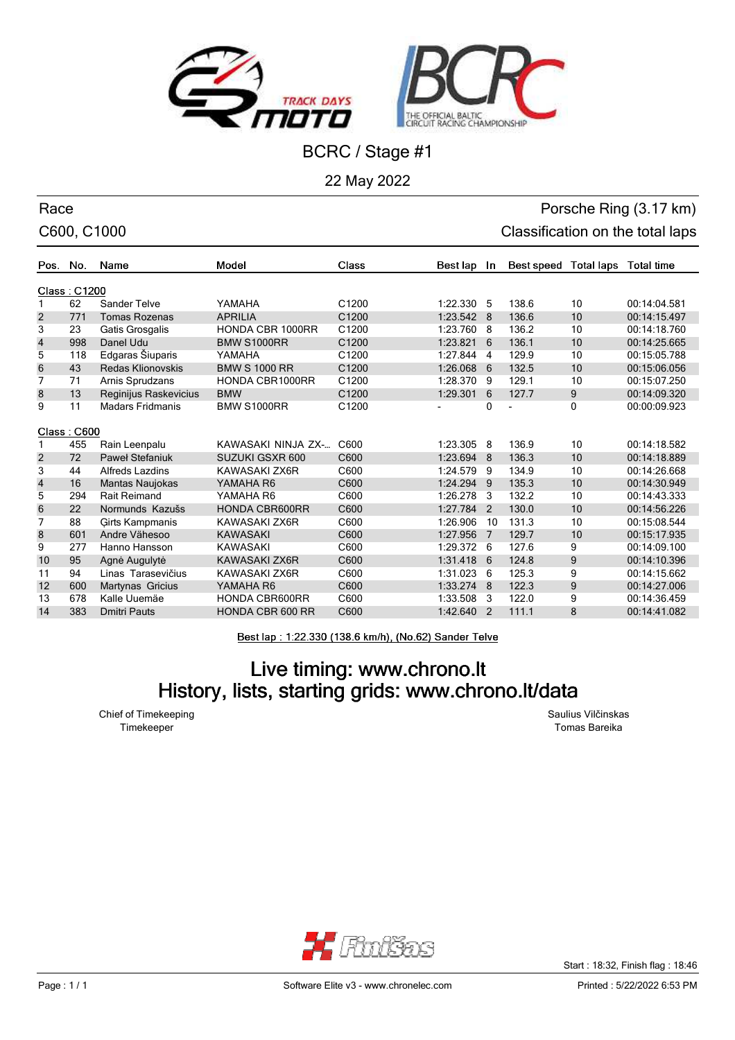# BCRC / Stage #1

22 May 2022

## Race — Porsche Ring (3.17 km)

## C600, C1000 — Classification on the total laps

| Pos. | No. | Name | Model | Class | Best lap | In | Best speed | Total laps | Total time |
|---|---|---|---|---|---|---|---|---|---|
| **Class : C1200** | | | | | | | | | |
| 1 | 62 | Sander Telve | YAMAHA | C1200 | 1:22.330 | 5 | 138.6 | 10 | 00:14:04.581 |
| 2 | 771 | Tomas Rozenas | APRILIA | C1200 | 1:23.542 | 8 | 136.6 | 10 | 00:14:15.497 |
| 3 | 23 | Gatis Grosgalis | HONDA CBR 1000RR | C1200 | 1:23.760 | 8 | 136.2 | 10 | 00:14:18.760 |
| 4 | 998 | Danel Udu | BMW S1000RR | C1200 | 1:23.821 | 6 | 136.1 | 10 | 00:14:25.665 |
| 5 | 118 | Edgaras Šiuparis | YAMAHA | C1200 | 1:27.844 | 4 | 129.9 | 10 | 00:15:05.788 |
| 6 | 43 | Redas Klionovskis | BMW S 1000 RR | C1200 | 1:26.068 | 6 | 132.5 | 10 | 00:15:06.056 |
| 7 | 71 | Arnis Sprudzans | HONDA CBR1000RR | C1200 | 1:28.370 | 9 | 129.1 | 10 | 00:15:07.250 |
| 8 | 13 | Reginijus Raskevicius | BMW | C1200 | 1:29.301 | 6 | 127.7 | 9 | 00:14:09.320 |
| 9 | 11 | Madars Fridmanis | BMW S1000RR | C1200 | - | 0 | - | 0 | 00:00:09.923 |
| **Class : C600** | | | | | | | | | |
| 1 | 455 | Rain Leenpalu | KAWASAKI NINJA ZX-... | C600 | 1:23.305 | 8 | 136.9 | 10 | 00:14:18.582 |
| 2 | 72 | Paweł Stefaniuk | SUZUKI GSXR 600 | C600 | 1:23.694 | 8 | 136.3 | 10 | 00:14:18.889 |
| 3 | 44 | Alfreds Lazdins | KAWASAKI ZX6R | C600 | 1:24.579 | 9 | 134.9 | 10 | 00:14:26.668 |
| 4 | 16 | Mantas Naujokas | YAMAHA R6 | C600 | 1:24.294 | 9 | 135.3 | 10 | 00:14:30.949 |
| 5 | 294 | Rait Reimand | YAMAHA R6 | C600 | 1:26.278 | 3 | 132.2 | 10 | 00:14:43.333 |
| 6 | 22 | Normunds Kazušs | HONDA CBR600RR | C600 | 1:27.784 | 2 | 130.0 | 10 | 00:14:56.226 |
| 7 | 88 | Girts Kampmanis | KAWASAKI ZX6R | C600 | 1:26.906 | 10 | 131.3 | 10 | 00:15:08.544 |
| 8 | 601 | Andre Vähesoo | KAWASAKI | C600 | 1:27.956 | 7 | 129.7 | 10 | 00:15:17.935 |
| 9 | 277 | Hanno Hansson | KAWASAKI | C600 | 1:29.372 | 6 | 127.6 | 9 | 00:14:09.100 |
| 10 | 95 | Agnė Augulytė | KAWASAKI ZX6R | C600 | 1:31.418 | 6 | 124.8 | 9 | 00:14:10.396 |
| 11 | 94 | Linas Tarasevičius | KAWASAKI ZX6R | C600 | 1:31.023 | 6 | 125.3 | 9 | 00:14:15.662 |
| 12 | 600 | Martynas Gricius | YAMAHA R6 | C600 | 1:33.274 | 8 | 122.3 | 9 | 00:14:27.006 |
| 13 | 678 | Kalle Uuemäe | HONDA CBR600RR | C600 | 1:33.508 | 3 | 122.0 | 9 | 00:14:36.459 |
| 14 | 383 | Dmitri Pauts | HONDA CBR 600 RR | C600 | 1:42.640 | 2 | 111.1 | 8 | 00:14:41.082 |

Best lap : 1:22.330 (138.6 km/h), (No.62) Sander Telve

## Live timing: www.chrono.lt
## History, lists, starting grids: www.chrono.lt/data

Chief of Timekeeping — Saulius Vilčinskas

Timekeeper — Tomas Bareika

Start : 18:32, Finish flag : 18:46

Software Elite v3 - www.chronelec.com

Printed : 5/22/2022 6:53 PM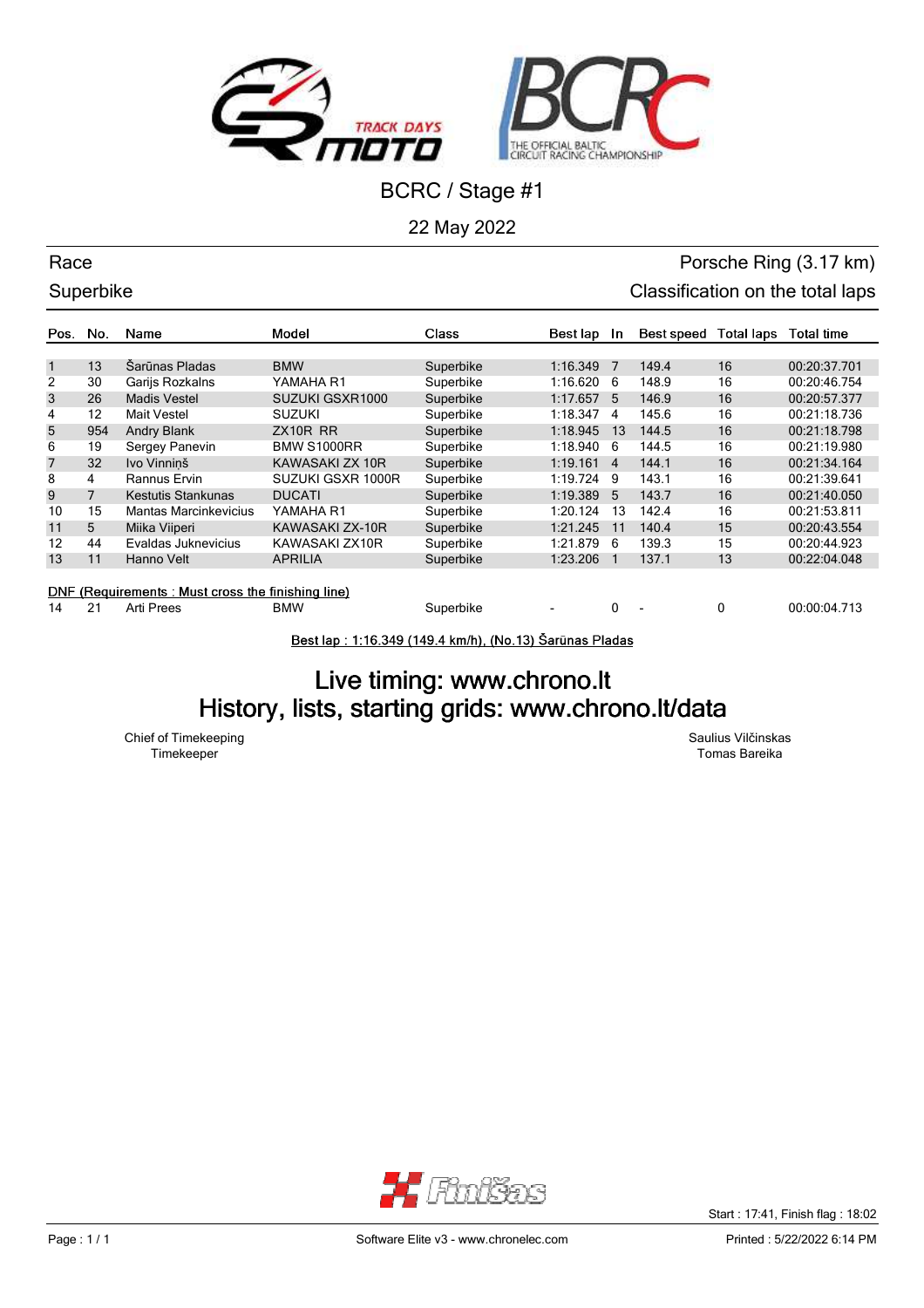# BCRC / Stage #1

22 May 2022

**Race** — Porsche Ring (3.17 km)

**Superbike** — Classification on the total laps

| Pos. | No. | Name | Model | Class | Best lap | In | Best speed | Total laps | Total time |
|---|---|---|---|---|---|---|---|---|---|
| 1 | 13 | Šarūnas Pladas | BMW | Superbike | 1:16.349 | 7 | 149.4 | 16 | 00:20:37.701 |
| 2 | 30 | Garijs Rozkalns | YAMAHA R1 | Superbike | 1:16.620 | 6 | 148.9 | 16 | 00:20:46.754 |
| 3 | 26 | Madis Vestel | SUZUKI GSXR1000 | Superbike | 1:17.657 | 5 | 146.9 | 16 | 00:20:57.377 |
| 4 | 12 | Mait Vestel | SUZUKI | Superbike | 1:18.347 | 4 | 145.6 | 16 | 00:21:18.736 |
| 5 | 954 | Andry Blank | ZX10R RR | Superbike | 1:18.945 | 13 | 144.5 | 16 | 00:21:18.798 |
| 6 | 19 | Sergey Panevin | BMW S1000RR | Superbike | 1:18.940 | 6 | 144.5 | 16 | 00:21:19.980 |
| 7 | 32 | Ivo Vinniņš | KAWASAKI ZX 10R | Superbike | 1:19.161 | 4 | 144.1 | 16 | 00:21:34.164 |
| 8 | 4 | Rannus Ervin | SUZUKI GSXR 1000R | Superbike | 1:19.724 | 9 | 143.1 | 16 | 00:21:39.641 |
| 9 | 7 | Kestutis Stankunas | DUCATI | Superbike | 1:19.389 | 5 | 143.7 | 16 | 00:21:40.050 |
| 10 | 15 | Mantas Marcinkevicius | YAMAHA R1 | Superbike | 1:20.124 | 13 | 142.4 | 16 | 00:21:53.811 |
| 11 | 5 | Miika Viiperi | KAWASAKI ZX-10R | Superbike | 1:21.245 | 11 | 140.4 | 15 | 00:20:43.554 |
| 12 | 44 | Evaldas Juknevicius | KAWASAKI ZX10R | Superbike | 1:21.879 | 6 | 139.3 | 15 | 00:20:44.923 |
| 13 | 11 | Hanno Velt | APRILIA | Superbike | 1:23.206 | 1 | 137.1 | 13 | 00:22:04.048 |
| **DNF (Requirements : Must cross the finishing line)** | | | | | | | | | |
| 14 | 21 | Arti Prees | BMW | Superbike | - | 0 | - | 0 | 00:00:04.713 |

Best lap : 1:16.349 (149.4 km/h), (No.13) Šarūnas Pladas

## Live timing: www.chrono.lt
## History, lists, starting grids: www.chrono.lt/data

Chief of Timekeeping — Saulius Vilčinskas

Timekeeper — Tomas Bareika

Start : 17:41, Finish flag : 18:02

Software Elite v3 - www.chronelec.com

Printed : 5/22/2022 6:14 PM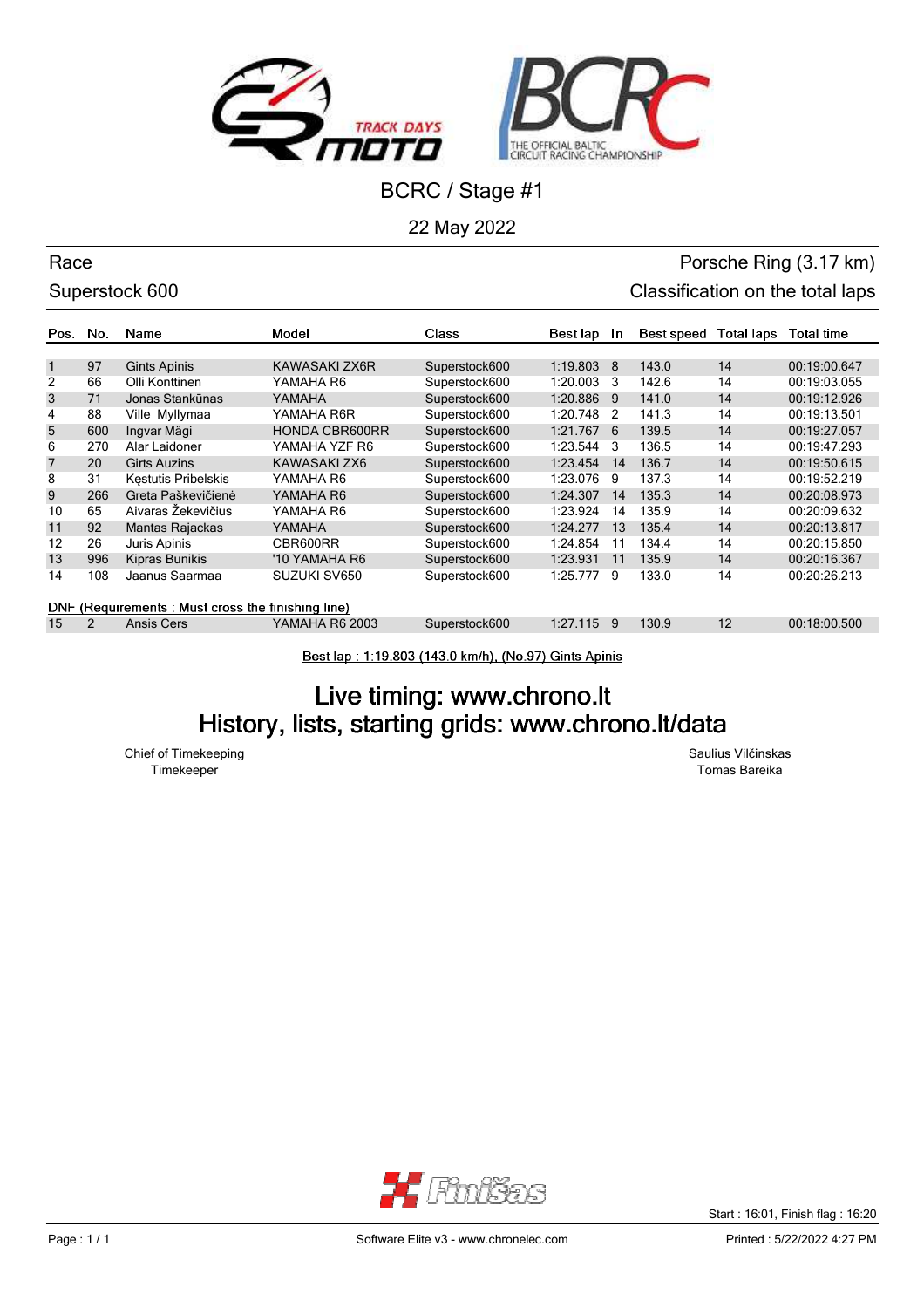# BCRC / Stage #1

22 May 2022

**Race** — Porsche Ring (3.17 km)

**Superstock 600** — Classification on the total laps

| Pos. | No. | Name | Model | Class | Best lap | In | Best speed | Total laps | Total time |
|---|---|---|---|---|---|---|---|---|---|
| 1 | 97 | Gints Apinis | KAWASAKI ZX6R | Superstock600 | 1:19.803 | 8 | 143.0 | 14 | 00:19:00.647 |
| 2 | 66 | Olli Konttinen | YAMAHA R6 | Superstock600 | 1:20.003 | 3 | 142.6 | 14 | 00:19:03.055 |
| 3 | 71 | Jonas Stankūnas | YAMAHA | Superstock600 | 1:20.886 | 9 | 141.0 | 14 | 00:19:12.926 |
| 4 | 88 | Ville Myllymaa | YAMAHA R6R | Superstock600 | 1:20.748 | 2 | 141.3 | 14 | 00:19:13.501 |
| 5 | 600 | Ingvar Mägi | HONDA CBR600RR | Superstock600 | 1:21.767 | 6 | 139.5 | 14 | 00:19:27.057 |
| 6 | 270 | Alar Laidoner | YAMAHA YZF R6 | Superstock600 | 1:23.544 | 3 | 136.5 | 14 | 00:19:47.293 |
| 7 | 20 | Girts Auzins | KAWASAKI ZX6 | Superstock600 | 1:23.454 | 14 | 136.7 | 14 | 00:19:50.615 |
| 8 | 31 | Kęstutis Pribelskis | YAMAHA R6 | Superstock600 | 1:23.076 | 9 | 137.3 | 14 | 00:19:52.219 |
| 9 | 266 | Greta Paškevičienė | YAMAHA R6 | Superstock600 | 1:24.307 | 14 | 135.3 | 14 | 00:20:08.973 |
| 10 | 65 | Aivaras Žekevičius | YAMAHA R6 | Superstock600 | 1:23.924 | 14 | 135.9 | 14 | 00:20:09.632 |
| 11 | 92 | Mantas Rajackas | YAMAHA | Superstock600 | 1:24.277 | 13 | 135.4 | 14 | 00:20:13.817 |
| 12 | 26 | Juris Apinis | CBR600RR | Superstock600 | 1:24.854 | 11 | 134.4 | 14 | 00:20:15.850 |
| 13 | 996 | Kipras Bunikis | '10 YAMAHA R6 | Superstock600 | 1:23.931 | 11 | 135.9 | 14 | 00:20:16.367 |
| 14 | 108 | Jaanus Saarmaa | SUZUKI SV650 | Superstock600 | 1:25.777 | 9 | 133.0 | 14 | 00:20:26.213 |
| **DNF (Requirements : Must cross the finishing line)** | | | | | | | | | |
| 15 | 2 | Ansis Cers | YAMAHA R6 2003 | Superstock600 | 1:27.115 | 9 | 130.9 | 12 | 00:18:00.500 |

Best lap : 1:19.803 (143.0 km/h), (No.97) Gints Apinis

## Live timing: www.chrono.lt
## History, lists, starting grids: www.chrono.lt/data

Chief of Timekeeping — Saulius Vilčinskas

Timekeeper — Tomas Bareika

Start : 16:01, Finish flag : 16:20

Software Elite v3 - www.chronelec.com

Printed : 5/22/2022 4:27 PM